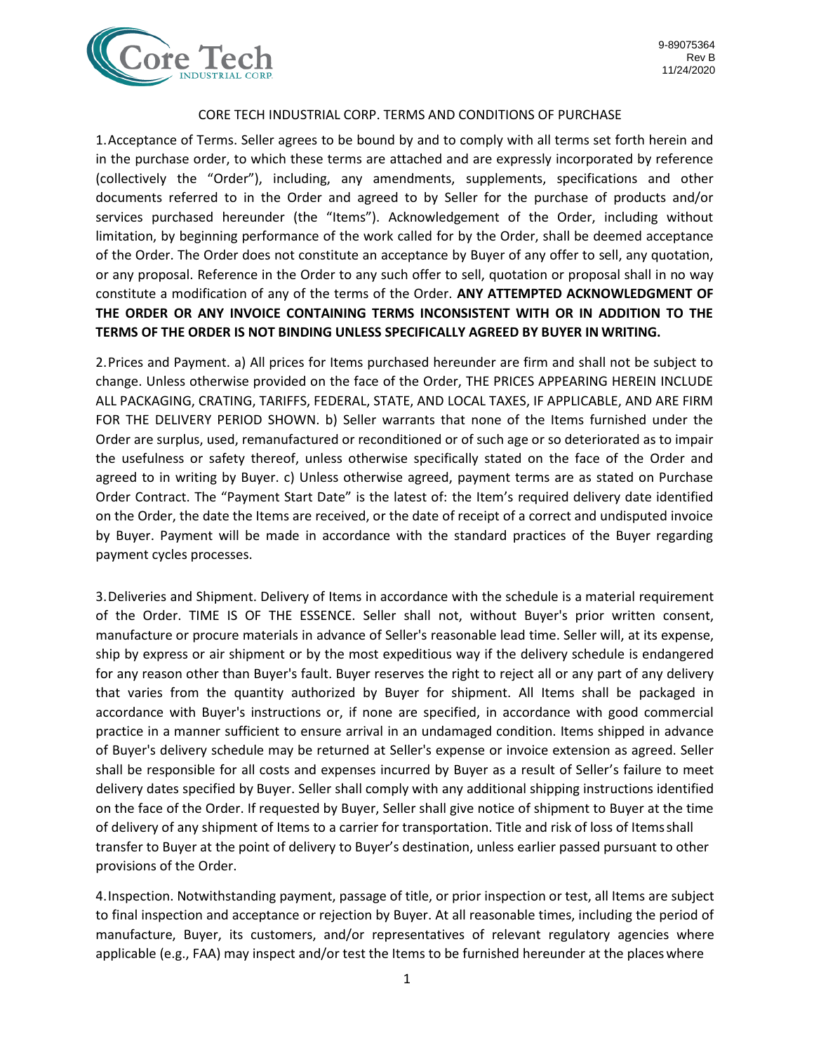9-89075364
Rev B
11/24/2020

# CORE TECH INDUSTRIAL CORP. TERMS AND CONDITIONS OF PURCHASE

1. Acceptance of Terms. Seller agrees to be bound by and to comply with all terms set forth herein and in the purchase order, to which these terms are attached and are expressly incorporated by reference (collectively the "Order"), including, any amendments, supplements, specifications and other documents referred to in the Order and agreed to by Seller for the purchase of products and/or services purchased hereunder (the "Items"). Acknowledgement of the Order, including without limitation, by beginning performance of the work called for by the Order, shall be deemed acceptance of the Order. The Order does not constitute an acceptance by Buyer of any offer to sell, any quotation, or any proposal. Reference in the Order to any such offer to sell, quotation or proposal shall in no way constitute a modification of any of the terms of the Order. **ANY ATTEMPTED ACKNOWLEDGMENT OF THE ORDER OR ANY INVOICE CONTAINING TERMS INCONSISTENT WITH OR IN ADDITION TO THE TERMS OF THE ORDER IS NOT BINDING UNLESS SPECIFICALLY AGREED BY BUYER IN WRITING.**

2. Prices and Payment. a) All prices for Items purchased hereunder are firm and shall not be subject to change. Unless otherwise provided on the face of the Order, THE PRICES APPEARING HEREIN INCLUDE ALL PACKAGING, CRATING, TARIFFS, FEDERAL, STATE, AND LOCAL TAXES, IF APPLICABLE, AND ARE FIRM FOR THE DELIVERY PERIOD SHOWN. b) Seller warrants that none of the Items furnished under the Order are surplus, used, remanufactured or reconditioned or of such age or so deteriorated as to impair the usefulness or safety thereof, unless otherwise specifically stated on the face of the Order and agreed to in writing by Buyer. c) Unless otherwise agreed, payment terms are as stated on Purchase Order Contract. The "Payment Start Date" is the latest of: the Item's required delivery date identified on the Order, the date the Items are received, or the date of receipt of a correct and undisputed invoice by Buyer. Payment will be made in accordance with the standard practices of the Buyer regarding payment cycles processes.

3. Deliveries and Shipment. Delivery of Items in accordance with the schedule is a material requirement of the Order. TIME IS OF THE ESSENCE. Seller shall not, without Buyer's prior written consent, manufacture or procure materials in advance of Seller's reasonable lead time. Seller will, at its expense, ship by express or air shipment or by the most expeditious way if the delivery schedule is endangered for any reason other than Buyer's fault. Buyer reserves the right to reject all or any part of any delivery that varies from the quantity authorized by Buyer for shipment. All Items shall be packaged in accordance with Buyer's instructions or, if none are specified, in accordance with good commercial practice in a manner sufficient to ensure arrival in an undamaged condition. Items shipped in advance of Buyer's delivery schedule may be returned at Seller's expense or invoice extension as agreed. Seller shall be responsible for all costs and expenses incurred by Buyer as a result of Seller's failure to meet delivery dates specified by Buyer. Seller shall comply with any additional shipping instructions identified on the face of the Order. If requested by Buyer, Seller shall give notice of shipment to Buyer at the time of delivery of any shipment of Items to a carrier for transportation. Title and risk of loss of Items shall transfer to Buyer at the point of delivery to Buyer's destination, unless earlier passed pursuant to other provisions of the Order.

4. Inspection. Notwithstanding payment, passage of title, or prior inspection or test, all Items are subject to final inspection and acceptance or rejection by Buyer. At all reasonable times, including the period of manufacture, Buyer, its customers, and/or representatives of relevant regulatory agencies where applicable (e.g., FAA) may inspect and/or test the Items to be furnished hereunder at the places where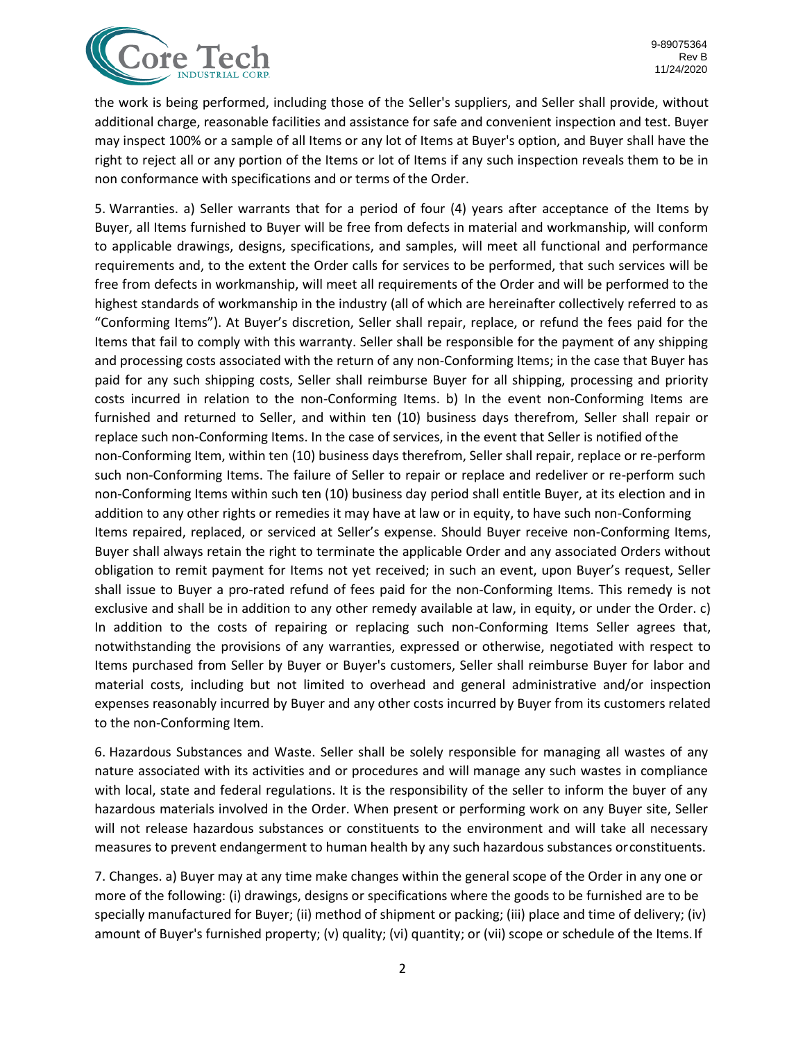the work is being performed, including those of the Seller's suppliers, and Seller shall provide, without additional charge, reasonable facilities and assistance for safe and convenient inspection and test. Buyer may inspect 100% or a sample of all Items or any lot of Items at Buyer's option, and Buyer shall have the right to reject all or any portion of the Items or lot of Items if any such inspection reveals them to be in non conformance with specifications and or terms of the Order.

5. Warranties. a) Seller warrants that for a period of four (4) years after acceptance of the Items by Buyer, all Items furnished to Buyer will be free from defects in material and workmanship, will conform to applicable drawings, designs, specifications, and samples, will meet all functional and performance requirements and, to the extent the Order calls for services to be performed, that such services will be free from defects in workmanship, will meet all requirements of the Order and will be performed to the highest standards of workmanship in the industry (all of which are hereinafter collectively referred to as "Conforming Items"). At Buyer's discretion, Seller shall repair, replace, or refund the fees paid for the Items that fail to comply with this warranty. Seller shall be responsible for the payment of any shipping and processing costs associated with the return of any non-Conforming Items; in the case that Buyer has paid for any such shipping costs, Seller shall reimburse Buyer for all shipping, processing and priority costs incurred in relation to the non-Conforming Items. b) In the event non-Conforming Items are furnished and returned to Seller, and within ten (10) business days therefrom, Seller shall repair or replace such non-Conforming Items. In the case of services, in the event that Seller is notified of the non-Conforming Item, within ten (10) business days therefrom, Seller shall repair, replace or re-perform such non-Conforming Items. The failure of Seller to repair or replace and redeliver or re-perform such non-Conforming Items within such ten (10) business day period shall entitle Buyer, at its election and in addition to any other rights or remedies it may have at law or in equity, to have such non-Conforming Items repaired, replaced, or serviced at Seller's expense. Should Buyer receive non-Conforming Items, Buyer shall always retain the right to terminate the applicable Order and any associated Orders without obligation to remit payment for Items not yet received; in such an event, upon Buyer's request, Seller shall issue to Buyer a pro-rated refund of fees paid for the non-Conforming Items. This remedy is not exclusive and shall be in addition to any other remedy available at law, in equity, or under the Order. c) In addition to the costs of repairing or replacing such non-Conforming Items Seller agrees that, notwithstanding the provisions of any warranties, expressed or otherwise, negotiated with respect to Items purchased from Seller by Buyer or Buyer's customers, Seller shall reimburse Buyer for labor and material costs, including but not limited to overhead and general administrative and/or inspection expenses reasonably incurred by Buyer and any other costs incurred by Buyer from its customers related to the non-Conforming Item.

6. Hazardous Substances and Waste. Seller shall be solely responsible for managing all wastes of any nature associated with its activities and or procedures and will manage any such wastes in compliance with local, state and federal regulations. It is the responsibility of the seller to inform the buyer of any hazardous materials involved in the Order. When present or performing work on any Buyer site, Seller will not release hazardous substances or constituents to the environment and will take all necessary measures to prevent endangerment to human health by any such hazardous substances or constituents.

7. Changes. a) Buyer may at any time make changes within the general scope of the Order in any one or more of the following: (i) drawings, designs or specifications where the goods to be furnished are to be specially manufactured for Buyer; (ii) method of shipment or packing; (iii) place and time of delivery; (iv) amount of Buyer's furnished property; (v) quality; (vi) quantity; or (vii) scope or schedule of the Items. If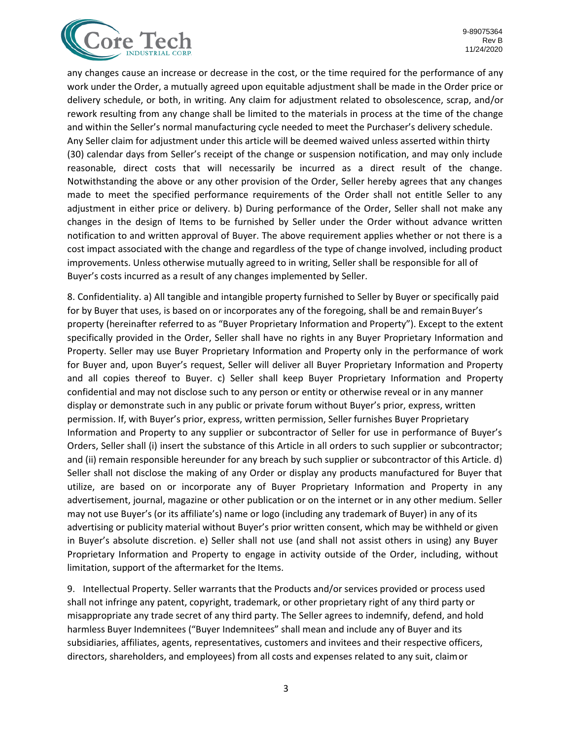any changes cause an increase or decrease in the cost, or the time required for the performance of any work under the Order, a mutually agreed upon equitable adjustment shall be made in the Order price or delivery schedule, or both, in writing. Any claim for adjustment related to obsolescence, scrap, and/or rework resulting from any change shall be limited to the materials in process at the time of the change and within the Seller's normal manufacturing cycle needed to meet the Purchaser's delivery schedule. Any Seller claim for adjustment under this article will be deemed waived unless asserted within thirty (30) calendar days from Seller's receipt of the change or suspension notification, and may only include reasonable, direct costs that will necessarily be incurred as a direct result of the change. Notwithstanding the above or any other provision of the Order, Seller hereby agrees that any changes made to meet the specified performance requirements of the Order shall not entitle Seller to any adjustment in either price or delivery. b) During performance of the Order, Seller shall not make any changes in the design of Items to be furnished by Seller under the Order without advance written notification to and written approval of Buyer. The above requirement applies whether or not there is a cost impact associated with the change and regardless of the type of change involved, including product improvements. Unless otherwise mutually agreed to in writing, Seller shall be responsible for all of Buyer's costs incurred as a result of any changes implemented by Seller.

8. Confidentiality. a) All tangible and intangible property furnished to Seller by Buyer or specifically paid for by Buyer that uses, is based on or incorporates any of the foregoing, shall be and remain Buyer's property (hereinafter referred to as "Buyer Proprietary Information and Property"). Except to the extent specifically provided in the Order, Seller shall have no rights in any Buyer Proprietary Information and Property. Seller may use Buyer Proprietary Information and Property only in the performance of work for Buyer and, upon Buyer's request, Seller will deliver all Buyer Proprietary Information and Property and all copies thereof to Buyer. c) Seller shall keep Buyer Proprietary Information and Property confidential and may not disclose such to any person or entity or otherwise reveal or in any manner display or demonstrate such in any public or private forum without Buyer's prior, express, written permission. If, with Buyer's prior, express, written permission, Seller furnishes Buyer Proprietary Information and Property to any supplier or subcontractor of Seller for use in performance of Buyer's Orders, Seller shall (i) insert the substance of this Article in all orders to such supplier or subcontractor; and (ii) remain responsible hereunder for any breach by such supplier or subcontractor of this Article. d) Seller shall not disclose the making of any Order or display any products manufactured for Buyer that utilize, are based on or incorporate any of Buyer Proprietary Information and Property in any advertisement, journal, magazine or other publication or on the internet or in any other medium. Seller may not use Buyer's (or its affiliate's) name or logo (including any trademark of Buyer) in any of its advertising or publicity material without Buyer's prior written consent, which may be withheld or given in Buyer's absolute discretion. e) Seller shall not use (and shall not assist others in using) any Buyer Proprietary Information and Property to engage in activity outside of the Order, including, without limitation, support of the aftermarket for the Items.

9. Intellectual Property. Seller warrants that the Products and/or services provided or process used shall not infringe any patent, copyright, trademark, or other proprietary right of any third party or misappropriate any trade secret of any third party. The Seller agrees to indemnify, defend, and hold harmless Buyer Indemnitees ("Buyer Indemnitees" shall mean and include any of Buyer and its subsidiaries, affiliates, agents, representatives, customers and invitees and their respective officers, directors, shareholders, and employees) from all costs and expenses related to any suit, claim or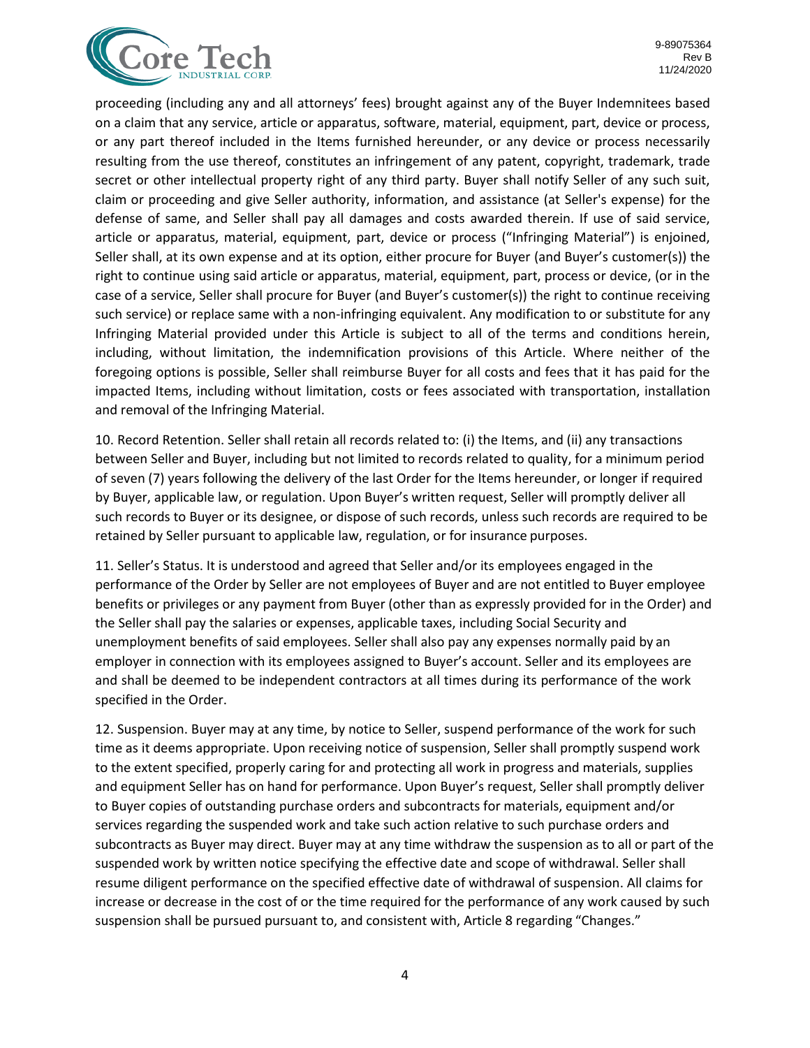proceeding (including any and all attorneys' fees) brought against any of the Buyer Indemnitees based on a claim that any service, article or apparatus, software, material, equipment, part, device or process, or any part thereof included in the Items furnished hereunder, or any device or process necessarily resulting from the use thereof, constitutes an infringement of any patent, copyright, trademark, trade secret or other intellectual property right of any third party. Buyer shall notify Seller of any such suit, claim or proceeding and give Seller authority, information, and assistance (at Seller's expense) for the defense of same, and Seller shall pay all damages and costs awarded therein. If use of said service, article or apparatus, material, equipment, part, device or process ("Infringing Material") is enjoined, Seller shall, at its own expense and at its option, either procure for Buyer (and Buyer's customer(s)) the right to continue using said article or apparatus, material, equipment, part, process or device, (or in the case of a service, Seller shall procure for Buyer (and Buyer's customer(s)) the right to continue receiving such service) or replace same with a non-infringing equivalent. Any modification to or substitute for any Infringing Material provided under this Article is subject to all of the terms and conditions herein, including, without limitation, the indemnification provisions of this Article. Where neither of the foregoing options is possible, Seller shall reimburse Buyer for all costs and fees that it has paid for the impacted Items, including without limitation, costs or fees associated with transportation, installation and removal of the Infringing Material.

10. Record Retention. Seller shall retain all records related to: (i) the Items, and (ii) any transactions between Seller and Buyer, including but not limited to records related to quality, for a minimum period of seven (7) years following the delivery of the last Order for the Items hereunder, or longer if required by Buyer, applicable law, or regulation. Upon Buyer's written request, Seller will promptly deliver all such records to Buyer or its designee, or dispose of such records, unless such records are required to be retained by Seller pursuant to applicable law, regulation, or for insurance purposes.

11. Seller's Status. It is understood and agreed that Seller and/or its employees engaged in the performance of the Order by Seller are not employees of Buyer and are not entitled to Buyer employee benefits or privileges or any payment from Buyer (other than as expressly provided for in the Order) and the Seller shall pay the salaries or expenses, applicable taxes, including Social Security and unemployment benefits of said employees. Seller shall also pay any expenses normally paid by an employer in connection with its employees assigned to Buyer's account. Seller and its employees are and shall be deemed to be independent contractors at all times during its performance of the work specified in the Order.

12. Suspension. Buyer may at any time, by notice to Seller, suspend performance of the work for such time as it deems appropriate. Upon receiving notice of suspension, Seller shall promptly suspend work to the extent specified, properly caring for and protecting all work in progress and materials, supplies and equipment Seller has on hand for performance. Upon Buyer's request, Seller shall promptly deliver to Buyer copies of outstanding purchase orders and subcontracts for materials, equipment and/or services regarding the suspended work and take such action relative to such purchase orders and subcontracts as Buyer may direct. Buyer may at any time withdraw the suspension as to all or part of the suspended work by written notice specifying the effective date and scope of withdrawal. Seller shall resume diligent performance on the specified effective date of withdrawal of suspension. All claims for increase or decrease in the cost of or the time required for the performance of any work caused by such suspension shall be pursued pursuant to, and consistent with, Article 8 regarding "Changes."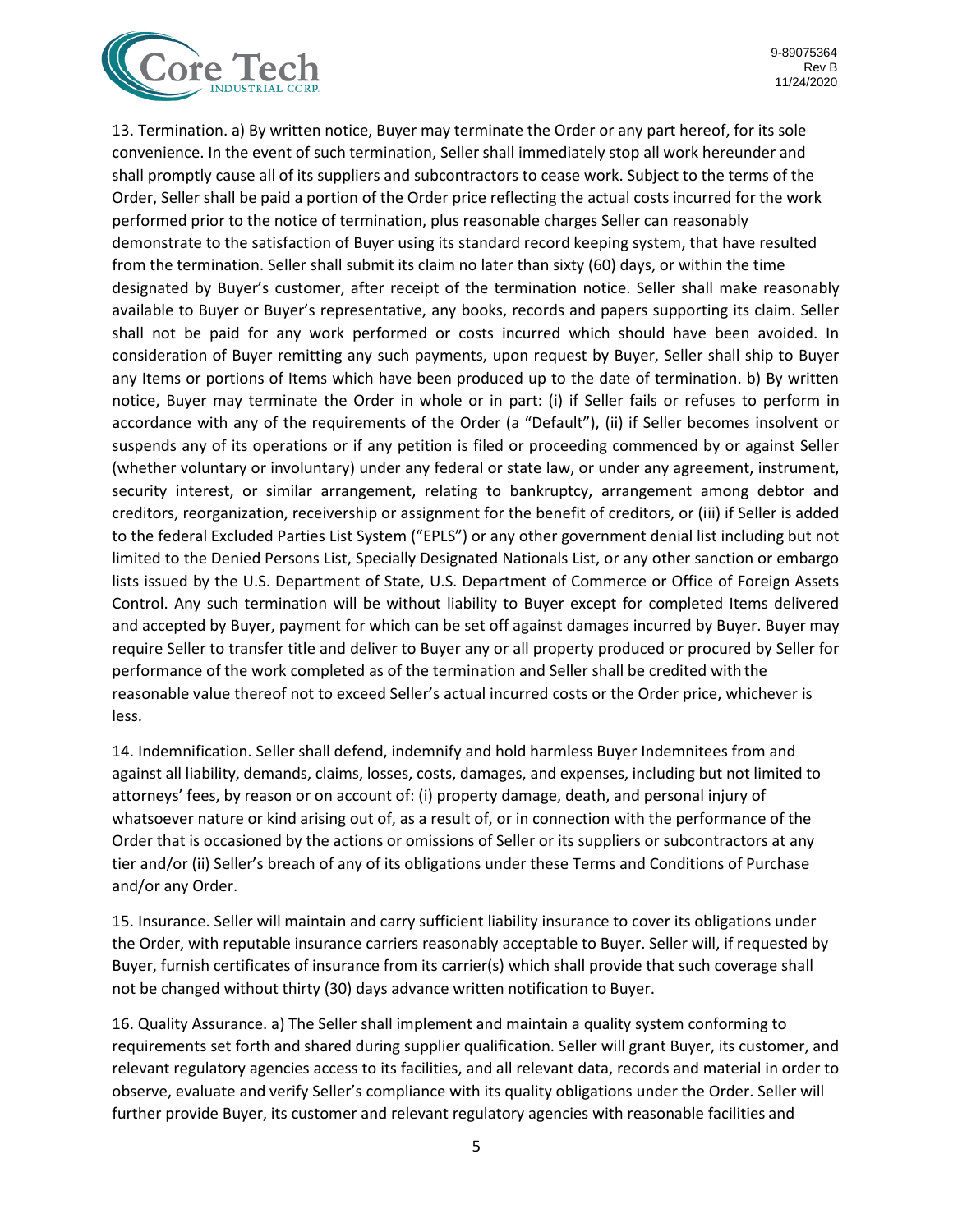13. Termination. a) By written notice, Buyer may terminate the Order or any part hereof, for its sole convenience. In the event of such termination, Seller shall immediately stop all work hereunder and shall promptly cause all of its suppliers and subcontractors to cease work. Subject to the terms of the Order, Seller shall be paid a portion of the Order price reflecting the actual costs incurred for the work performed prior to the notice of termination, plus reasonable charges Seller can reasonably demonstrate to the satisfaction of Buyer using its standard record keeping system, that have resulted from the termination. Seller shall submit its claim no later than sixty (60) days, or within the time designated by Buyer's customer, after receipt of the termination notice. Seller shall make reasonably available to Buyer or Buyer's representative, any books, records and papers supporting its claim. Seller shall not be paid for any work performed or costs incurred which should have been avoided. In consideration of Buyer remitting any such payments, upon request by Buyer, Seller shall ship to Buyer any Items or portions of Items which have been produced up to the date of termination. b) By written notice, Buyer may terminate the Order in whole or in part: (i) if Seller fails or refuses to perform in accordance with any of the requirements of the Order (a "Default"), (ii) if Seller becomes insolvent or suspends any of its operations or if any petition is filed or proceeding commenced by or against Seller (whether voluntary or involuntary) under any federal or state law, or under any agreement, instrument, security interest, or similar arrangement, relating to bankruptcy, arrangement among debtor and creditors, reorganization, receivership or assignment for the benefit of creditors, or (iii) if Seller is added to the federal Excluded Parties List System ("EPLS") or any other government denial list including but not limited to the Denied Persons List, Specially Designated Nationals List, or any other sanction or embargo lists issued by the U.S. Department of State, U.S. Department of Commerce or Office of Foreign Assets Control. Any such termination will be without liability to Buyer except for completed Items delivered and accepted by Buyer, payment for which can be set off against damages incurred by Buyer. Buyer may require Seller to transfer title and deliver to Buyer any or all property produced or procured by Seller for performance of the work completed as of the termination and Seller shall be credited with the reasonable value thereof not to exceed Seller's actual incurred costs or the Order price, whichever is less.

14. Indemnification. Seller shall defend, indemnify and hold harmless Buyer Indemnitees from and against all liability, demands, claims, losses, costs, damages, and expenses, including but not limited to attorneys' fees, by reason or on account of: (i) property damage, death, and personal injury of whatsoever nature or kind arising out of, as a result of, or in connection with the performance of the Order that is occasioned by the actions or omissions of Seller or its suppliers or subcontractors at any tier and/or (ii) Seller's breach of any of its obligations under these Terms and Conditions of Purchase and/or any Order.

15. Insurance. Seller will maintain and carry sufficient liability insurance to cover its obligations under the Order, with reputable insurance carriers reasonably acceptable to Buyer. Seller will, if requested by Buyer, furnish certificates of insurance from its carrier(s) which shall provide that such coverage shall not be changed without thirty (30) days advance written notification to Buyer.

16. Quality Assurance. a) The Seller shall implement and maintain a quality system conforming to requirements set forth and shared during supplier qualification. Seller will grant Buyer, its customer, and relevant regulatory agencies access to its facilities, and all relevant data, records and material in order to observe, evaluate and verify Seller's compliance with its quality obligations under the Order. Seller will further provide Buyer, its customer and relevant regulatory agencies with reasonable facilities and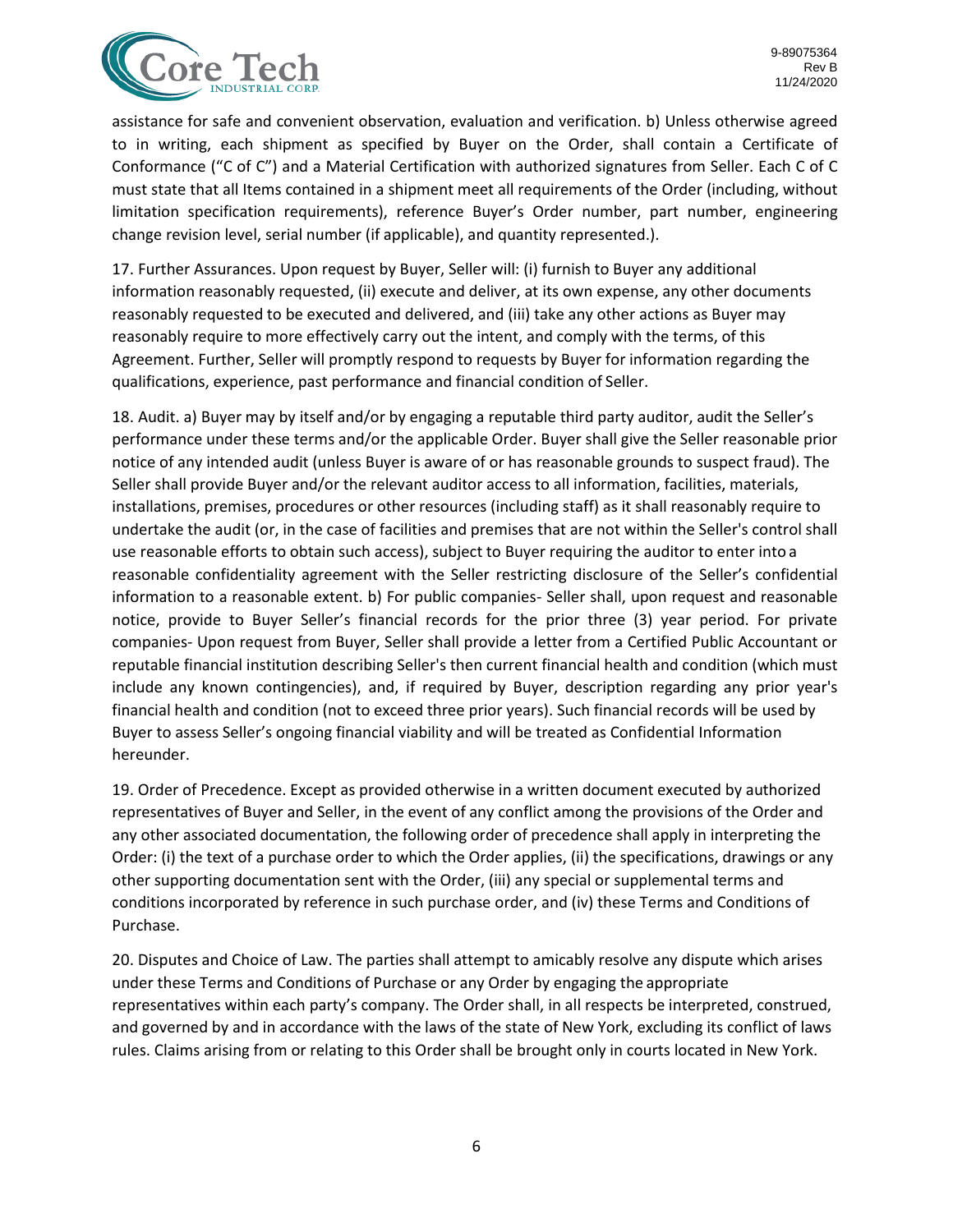assistance for safe and convenient observation, evaluation and verification. b) Unless otherwise agreed to in writing, each shipment as specified by Buyer on the Order, shall contain a Certificate of Conformance ("C of C") and a Material Certification with authorized signatures from Seller. Each C of C must state that all Items contained in a shipment meet all requirements of the Order (including, without limitation specification requirements), reference Buyer's Order number, part number, engineering change revision level, serial number (if applicable), and quantity represented.).

17. Further Assurances. Upon request by Buyer, Seller will: (i) furnish to Buyer any additional information reasonably requested, (ii) execute and deliver, at its own expense, any other documents reasonably requested to be executed and delivered, and (iii) take any other actions as Buyer may reasonably require to more effectively carry out the intent, and comply with the terms, of this Agreement. Further, Seller will promptly respond to requests by Buyer for information regarding the qualifications, experience, past performance and financial condition of Seller.

18. Audit. a) Buyer may by itself and/or by engaging a reputable third party auditor, audit the Seller's performance under these terms and/or the applicable Order. Buyer shall give the Seller reasonable prior notice of any intended audit (unless Buyer is aware of or has reasonable grounds to suspect fraud). The Seller shall provide Buyer and/or the relevant auditor access to all information, facilities, materials, installations, premises, procedures or other resources (including staff) as it shall reasonably require to undertake the audit (or, in the case of facilities and premises that are not within the Seller's control shall use reasonable efforts to obtain such access), subject to Buyer requiring the auditor to enter into a reasonable confidentiality agreement with the Seller restricting disclosure of the Seller's confidential information to a reasonable extent. b) For public companies- Seller shall, upon request and reasonable notice, provide to Buyer Seller's financial records for the prior three (3) year period. For private companies- Upon request from Buyer, Seller shall provide a letter from a Certified Public Accountant or reputable financial institution describing Seller's then current financial health and condition (which must include any known contingencies), and, if required by Buyer, description regarding any prior year's financial health and condition (not to exceed three prior years). Such financial records will be used by Buyer to assess Seller's ongoing financial viability and will be treated as Confidential Information hereunder.

19. Order of Precedence. Except as provided otherwise in a written document executed by authorized representatives of Buyer and Seller, in the event of any conflict among the provisions of the Order and any other associated documentation, the following order of precedence shall apply in interpreting the Order: (i) the text of a purchase order to which the Order applies, (ii) the specifications, drawings or any other supporting documentation sent with the Order, (iii) any special or supplemental terms and conditions incorporated by reference in such purchase order, and (iv) these Terms and Conditions of Purchase.

20. Disputes and Choice of Law. The parties shall attempt to amicably resolve any dispute which arises under these Terms and Conditions of Purchase or any Order by engaging the appropriate representatives within each party's company. The Order shall, in all respects be interpreted, construed, and governed by and in accordance with the laws of the state of New York, excluding its conflict of laws rules. Claims arising from or relating to this Order shall be brought only in courts located in New York.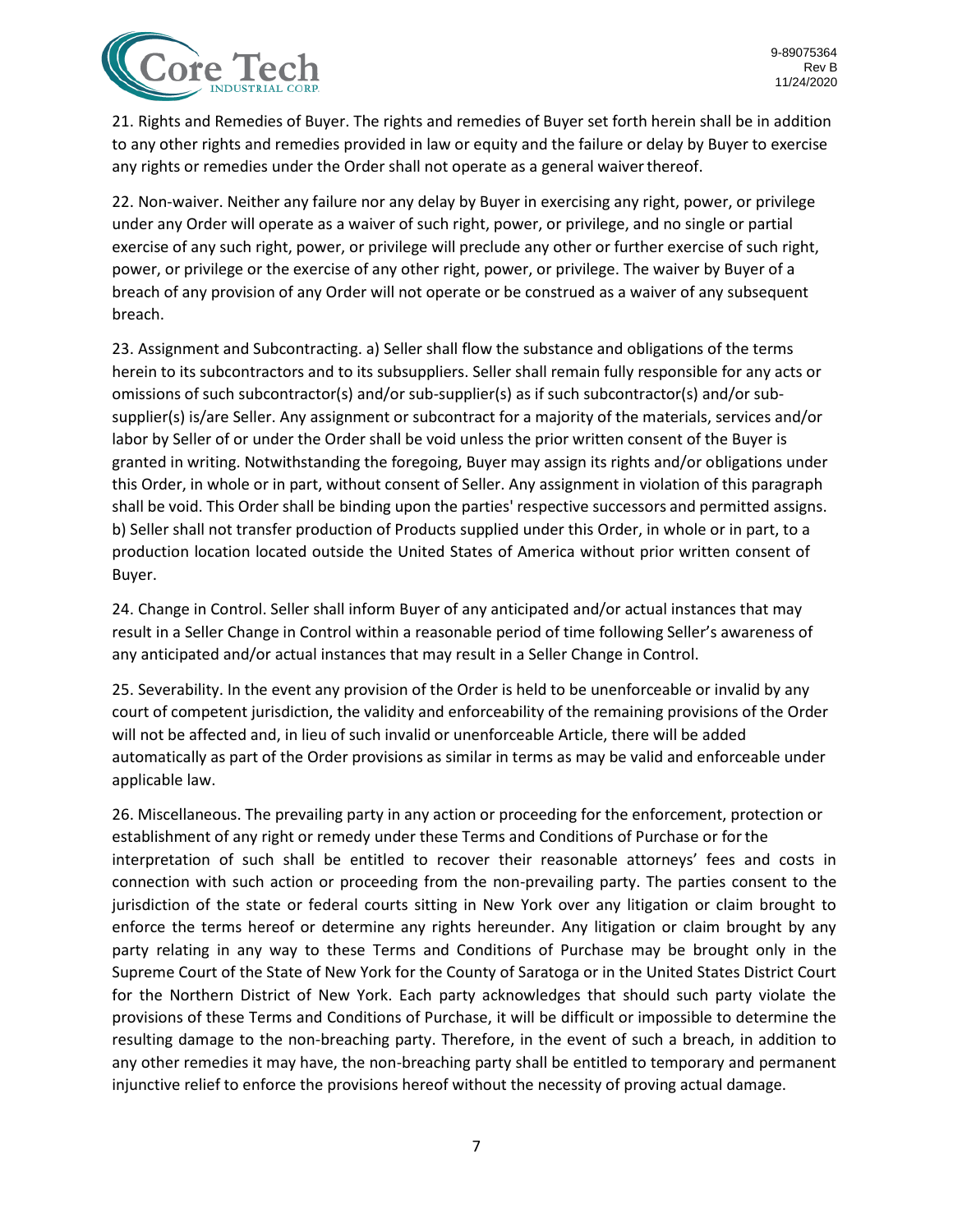21. Rights and Remedies of Buyer. The rights and remedies of Buyer set forth herein shall be in addition to any other rights and remedies provided in law or equity and the failure or delay by Buyer to exercise any rights or remedies under the Order shall not operate as a general waiver thereof.

22. Non-waiver. Neither any failure nor any delay by Buyer in exercising any right, power, or privilege under any Order will operate as a waiver of such right, power, or privilege, and no single or partial exercise of any such right, power, or privilege will preclude any other or further exercise of such right, power, or privilege or the exercise of any other right, power, or privilege. The waiver by Buyer of a breach of any provision of any Order will not operate or be construed as a waiver of any subsequent breach.

23. Assignment and Subcontracting. a) Seller shall flow the substance and obligations of the terms herein to its subcontractors and to its subsuppliers. Seller shall remain fully responsible for any acts or omissions of such subcontractor(s) and/or sub-supplier(s) as if such subcontractor(s) and/or sub-supplier(s) is/are Seller. Any assignment or subcontract for a majority of the materials, services and/or labor by Seller of or under the Order shall be void unless the prior written consent of the Buyer is granted in writing. Notwithstanding the foregoing, Buyer may assign its rights and/or obligations under this Order, in whole or in part, without consent of Seller. Any assignment in violation of this paragraph shall be void. This Order shall be binding upon the parties' respective successors and permitted assigns. b) Seller shall not transfer production of Products supplied under this Order, in whole or in part, to a production location located outside the United States of America without prior written consent of Buyer.

24. Change in Control. Seller shall inform Buyer of any anticipated and/or actual instances that may result in a Seller Change in Control within a reasonable period of time following Seller's awareness of any anticipated and/or actual instances that may result in a Seller Change in Control.

25. Severability. In the event any provision of the Order is held to be unenforceable or invalid by any court of competent jurisdiction, the validity and enforceability of the remaining provisions of the Order will not be affected and, in lieu of such invalid or unenforceable Article, there will be added automatically as part of the Order provisions as similar in terms as may be valid and enforceable under applicable law.

26. Miscellaneous. The prevailing party in any action or proceeding for the enforcement, protection or establishment of any right or remedy under these Terms and Conditions of Purchase or for the interpretation of such shall be entitled to recover their reasonable attorneys' fees and costs in connection with such action or proceeding from the non-prevailing party. The parties consent to the jurisdiction of the state or federal courts sitting in New York over any litigation or claim brought to enforce the terms hereof or determine any rights hereunder. Any litigation or claim brought by any party relating in any way to these Terms and Conditions of Purchase may be brought only in the Supreme Court of the State of New York for the County of Saratoga or in the United States District Court for the Northern District of New York. Each party acknowledges that should such party violate the provisions of these Terms and Conditions of Purchase, it will be difficult or impossible to determine the resulting damage to the non-breaching party. Therefore, in the event of such a breach, in addition to any other remedies it may have, the non-breaching party shall be entitled to temporary and permanent injunctive relief to enforce the provisions hereof without the necessity of proving actual damage.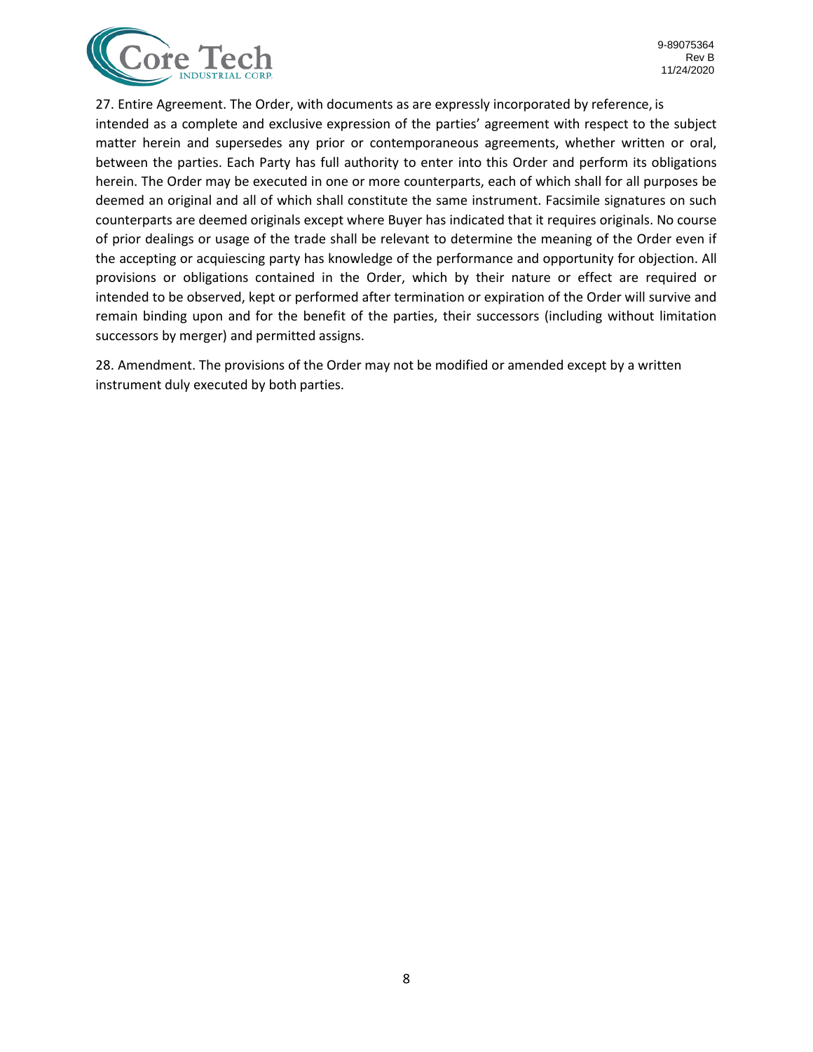27. Entire Agreement. The Order, with documents as are expressly incorporated by reference, is intended as a complete and exclusive expression of the parties' agreement with respect to the subject matter herein and supersedes any prior or contemporaneous agreements, whether written or oral, between the parties. Each Party has full authority to enter into this Order and perform its obligations herein. The Order may be executed in one or more counterparts, each of which shall for all purposes be deemed an original and all of which shall constitute the same instrument. Facsimile signatures on such counterparts are deemed originals except where Buyer has indicated that it requires originals. No course of prior dealings or usage of the trade shall be relevant to determine the meaning of the Order even if the accepting or acquiescing party has knowledge of the performance and opportunity for objection. All provisions or obligations contained in the Order, which by their nature or effect are required or intended to be observed, kept or performed after termination or expiration of the Order will survive and remain binding upon and for the benefit of the parties, their successors (including without limitation successors by merger) and permitted assigns.

28. Amendment. The provisions of the Order may not be modified or amended except by a written instrument duly executed by both parties.